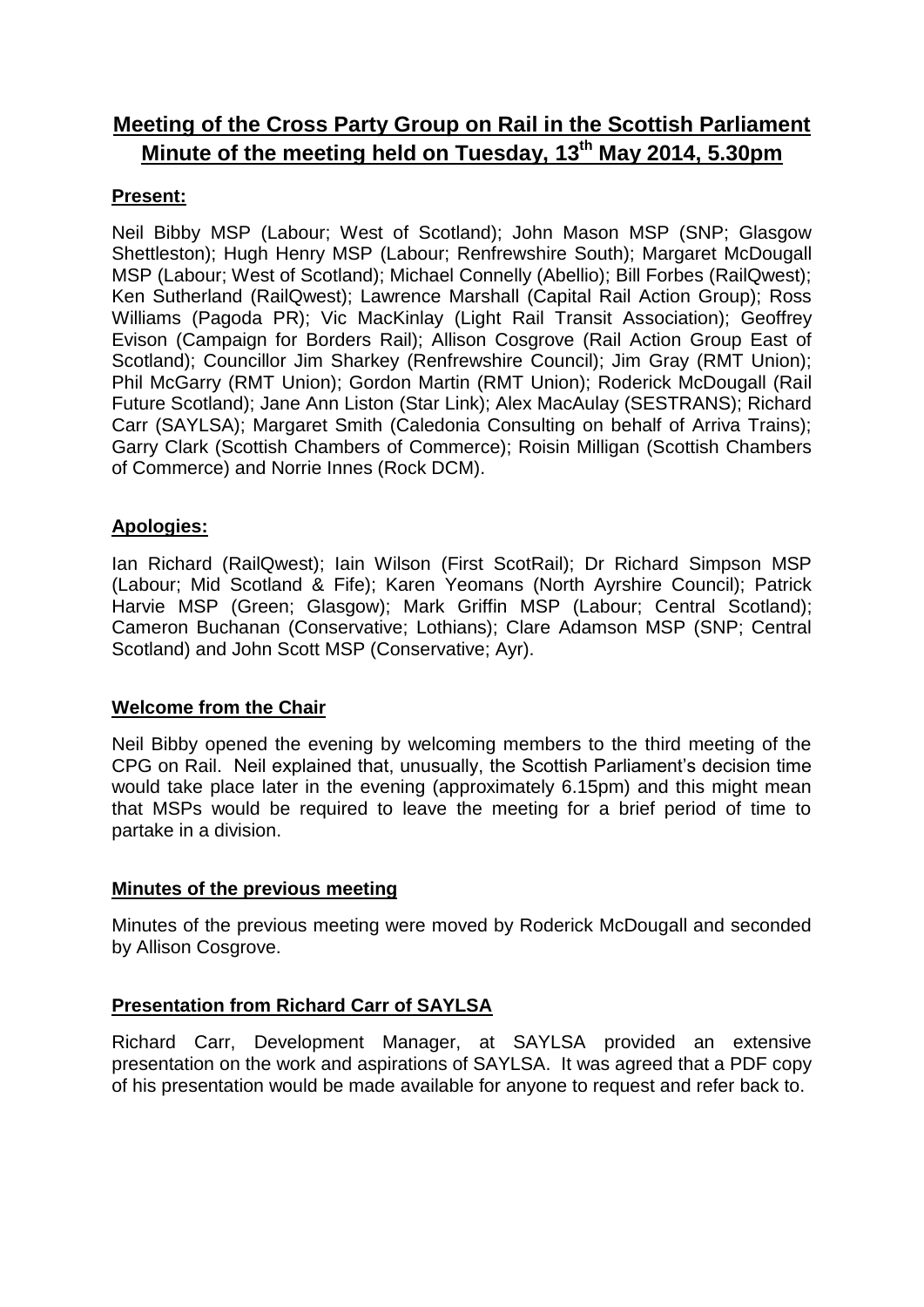# Meeting of the Cross Party Group on Rail in the Scottish Parliament

## Minute of the meeting held on Tuesday, 13th May 2014, 5.30pm

**Present:**

Neil Bibby MSP (Labour; West of Scotland); John Mason MSP (SNP; Glasgow Shettleston); Hugh Henry MSP (Labour; Renfrewshire South); Margaret McDougall MSP (Labour; West of Scotland); Michael Connelly (Abellio); Bill Forbes (RailQwest); Ken Sutherland (RailQwest); Lawrence Marshall (Capital Rail Action Group); Ross Williams (Pagoda PR); Vic MacKinlay (Light Rail Transit Association); Geoffrey Evison (Campaign for Borders Rail); Allison Cosgrove (Rail Action Group East of Scotland); Councillor Jim Sharkey (Renfrewshire Council); Jim Gray (RMT Union); Phil McGarry (RMT Union); Gordon Martin (RMT Union); Roderick McDougall (Rail Future Scotland); Jane Ann Liston (Star Link); Alex MacAulay (SESTRANS); Richard Carr (SAYLSA); Margaret Smith (Caledonia Consulting on behalf of Arriva Trains); Garry Clark (Scottish Chambers of Commerce); Roisin Milligan (Scottish Chambers of Commerce) and Norrie Innes (Rock DCM).

**Apologies:**

Ian Richard (RailQwest); Iain Wilson (First ScotRail); Dr Richard Simpson MSP (Labour; Mid Scotland & Fife); Karen Yeomans (North Ayrshire Council); Patrick Harvie MSP (Green; Glasgow); Mark Griffin MSP (Labour; Central Scotland); Cameron Buchanan (Conservative; Lothians); Clare Adamson MSP (SNP; Central Scotland) and John Scott MSP (Conservative; Ayr).

**Welcome from the Chair**

Neil Bibby opened the evening by welcoming members to the third meeting of the CPG on Rail. Neil explained that, unusually, the Scottish Parliament's decision time would take place later in the evening (approximately 6.15pm) and this might mean that MSPs would be required to leave the meeting for a brief period of time to partake in a division.

**Minutes of the previous meeting**

Minutes of the previous meeting were moved by Roderick McDougall and seconded by Allison Cosgrove.

**Presentation from Richard Carr of SAYLSA**

Richard Carr, Development Manager, at SAYLSA provided an extensive presentation on the work and aspirations of SAYLSA. It was agreed that a PDF copy of his presentation would be made available for anyone to request and refer back to.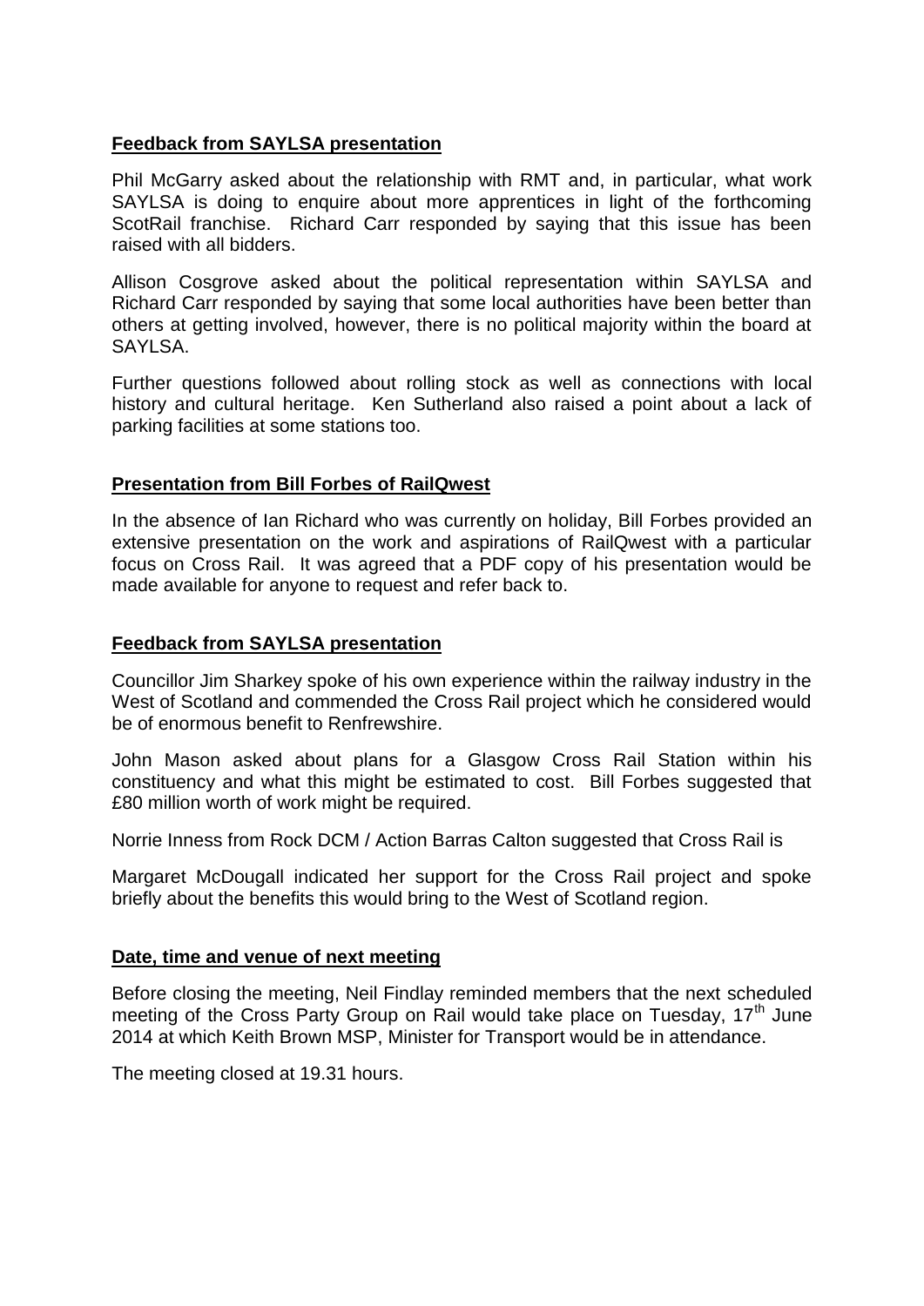**Feedback from SAYLSA presentation**

Phil McGarry asked about the relationship with RMT and, in particular, what work SAYLSA is doing to enquire about more apprentices in light of the forthcoming ScotRail franchise. Richard Carr responded by saying that this issue has been raised with all bidders.

Allison Cosgrove asked about the political representation within SAYLSA and Richard Carr responded by saying that some local authorities have been better than others at getting involved, however, there is no political majority within the board at SAYLSA.

Further questions followed about rolling stock as well as connections with local history and cultural heritage. Ken Sutherland also raised a point about a lack of parking facilities at some stations too.

**Presentation from Bill Forbes of RailQwest**

In the absence of Ian Richard who was currently on holiday, Bill Forbes provided an extensive presentation on the work and aspirations of RailQwest with a particular focus on Cross Rail. It was agreed that a PDF copy of his presentation would be made available for anyone to request and refer back to.

**Feedback from SAYLSA presentation**

Councillor Jim Sharkey spoke of his own experience within the railway industry in the West of Scotland and commended the Cross Rail project which he considered would be of enormous benefit to Renfrewshire.

John Mason asked about plans for a Glasgow Cross Rail Station within his constituency and what this might be estimated to cost. Bill Forbes suggested that £80 million worth of work might be required.

Norrie Inness from Rock DCM / Action Barras Calton suggested that Cross Rail is

Margaret McDougall indicated her support for the Cross Rail project and spoke briefly about the benefits this would bring to the West of Scotland region.

**Date, time and venue of next meeting**

Before closing the meeting, Neil Findlay reminded members that the next scheduled meeting of the Cross Party Group on Rail would take place on Tuesday, 17th June 2014 at which Keith Brown MSP, Minister for Transport would be in attendance.

The meeting closed at 19.31 hours.